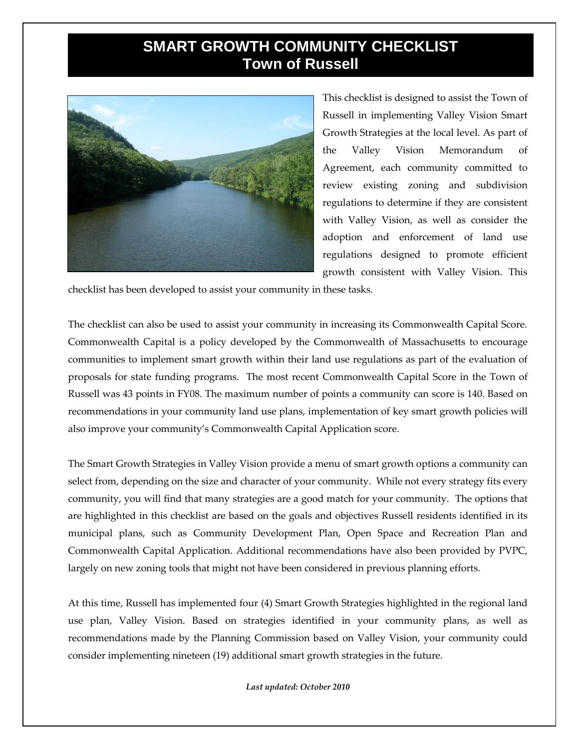# SMART GROWTH COMMUNITY CHECKLIST
## Town of Russell

This checklist is designed to assist the Town of Russell in implementing Valley Vision Smart Growth Strategies at the local level. As part of the Valley Vision Memorandum of Agreement, each community committed to review existing zoning and subdivision regulations to determine if they are consistent with Valley Vision, as well as consider the adoption and enforcement of land use regulations designed to promote efficient growth consistent with Valley Vision. This checklist has been developed to assist your community in these tasks.

The checklist can also be used to assist your community in increasing its Commonwealth Capital Score. Commonwealth Capital is a policy developed by the Commonwealth of Massachusetts to encourage communities to implement smart growth within their land use regulations as part of the evaluation of proposals for state funding programs. The most recent Commonwealth Capital Score in the Town of Russell was 43 points in FY08. The maximum number of points a community can score is 140. Based on recommendations in your community land use plans, implementation of key smart growth policies will also improve your community's Commonwealth Capital Application score.

The Smart Growth Strategies in Valley Vision provide a menu of smart growth options a community can select from, depending on the size and character of your community. While not every strategy fits every community, you will find that many strategies are a good match for your community. The options that are highlighted in this checklist are based on the goals and objectives Russell residents identified in its municipal plans, such as Community Development Plan, Open Space and Recreation Plan and Commonwealth Capital Application. Additional recommendations have also been provided by PVPC, largely on new zoning tools that might not have been considered in previous planning efforts.

At this time, Russell has implemented four (4) Smart Growth Strategies highlighted in the regional land use plan, Valley Vision. Based on strategies identified in your community plans, as well as recommendations made by the Planning Commission based on Valley Vision, your community could consider implementing nineteen (19) additional smart growth strategies in the future.

***Last updated: October 2010***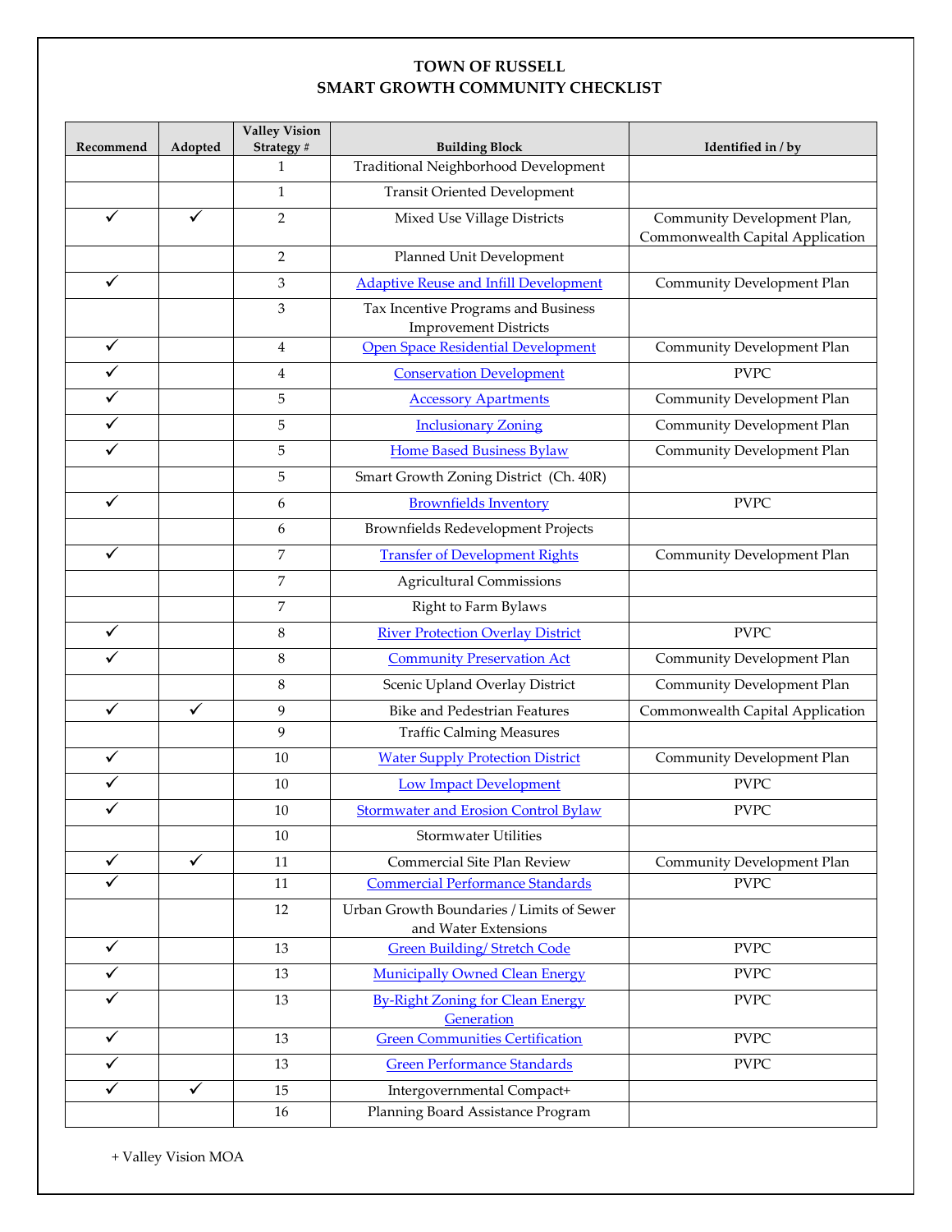# TOWN OF RUSSELL
## SMART GROWTH COMMUNITY CHECKLIST

| Recommend | Adopted | Valley Vision Strategy # | Building Block | Identified in / by |
|---|---|---|---|---|
| | | 1 | Traditional Neighborhood Development | |
| | | 1 | Transit Oriented Development | |
| ✓ | ✓ | 2 | Mixed Use Village Districts | Community Development Plan, Commonwealth Capital Application |
| | | 2 | Planned Unit Development | |
| ✓ | | 3 | Adaptive Reuse and Infill Development | Community Development Plan |
| | | 3 | Tax Incentive Programs and Business Improvement Districts | |
| ✓ | | 4 | Open Space Residential Development | Community Development Plan |
| ✓ | | 4 | Conservation Development | PVPC |
| ✓ | | 5 | Accessory Apartments | Community Development Plan |
| ✓ | | 5 | Inclusionary Zoning | Community Development Plan |
| ✓ | | 5 | Home Based Business Bylaw | Community Development Plan |
| | | 5 | Smart Growth Zoning District (Ch. 40R) | |
| ✓ | | 6 | Brownfields Inventory | PVPC |
| | | 6 | Brownfields Redevelopment Projects | |
| ✓ | | 7 | Transfer of Development Rights | Community Development Plan |
| | | 7 | Agricultural Commissions | |
| | | 7 | Right to Farm Bylaws | |
| ✓ | | 8 | River Protection Overlay District | PVPC |
| ✓ | | 8 | Community Preservation Act | Community Development Plan |
| | | 8 | Scenic Upland Overlay District | Community Development Plan |
| ✓ | ✓ | 9 | Bike and Pedestrian Features | Commonwealth Capital Application |
| | | 9 | Traffic Calming Measures | |
| ✓ | | 10 | Water Supply Protection District | Community Development Plan |
| ✓ | | 10 | Low Impact Development | PVPC |
| ✓ | | 10 | Stormwater and Erosion Control Bylaw | PVPC |
| | | 10 | Stormwater Utilities | |
| ✓ | ✓ | 11 | Commercial Site Plan Review | Community Development Plan |
| ✓ | | 11 | Commercial Performance Standards | PVPC |
| | | 12 | Urban Growth Boundaries / Limits of Sewer and Water Extensions | |
| ✓ | | 13 | Green Building/ Stretch Code | PVPC |
| ✓ | | 13 | Municipally Owned Clean Energy | PVPC |
| ✓ | | 13 | By-Right Zoning for Clean Energy Generation | PVPC |
| ✓ | | 13 | Green Communities Certification | PVPC |
| ✓ | | 13 | Green Performance Standards | PVPC |
| ✓ | ✓ | 15 | Intergovernmental Compact+ | |
| | | 16 | Planning Board Assistance Program | |

+ Valley Vision MOA